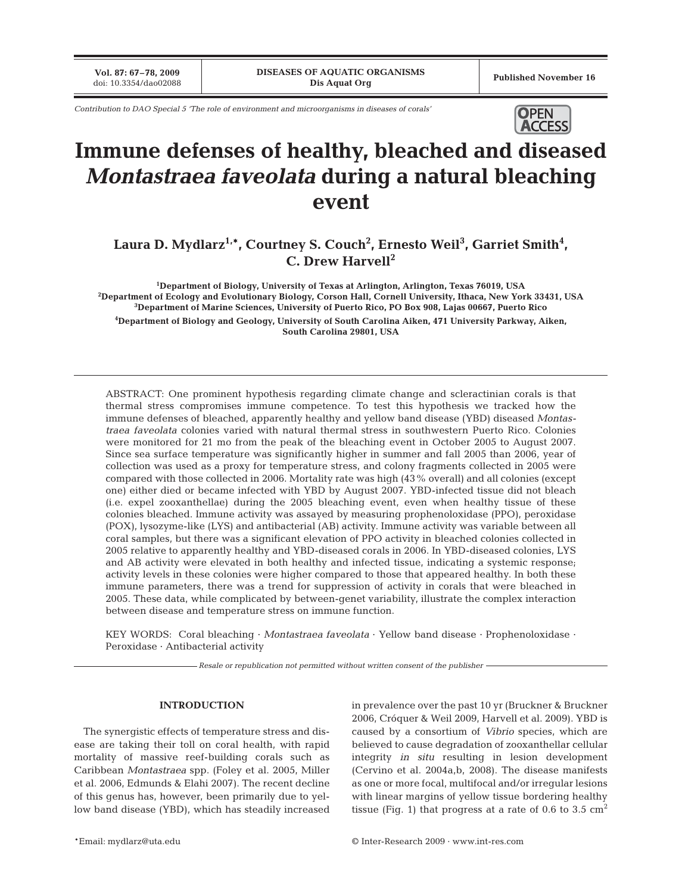Contribution to DAO Special 5 'The role of environment and microorganisms in diseases of corals'

# Immune defenses of healthy, bleached and diseased *Montastraea faveolata* during a natural bleaching event

**Laura D. Mydlarz[1,*], Courtney S. Couch[2], Ernesto Weil[3], Garriet Smith[4], C. Drew Harvell[2]**

[1]Department of Biology, University of Texas at Arlington, Arlington, Texas 76019, USA
[2]Department of Ecology and Evolutionary Biology, Corson Hall, Cornell University, Ithaca, New York 33431, USA
[3]Department of Marine Sciences, University of Puerto Rico, PO Box 908, Lajas 00667, Puerto Rico
[4]Department of Biology and Geology, University of South Carolina Aiken, 471 University Parkway, Aiken, South Carolina 29801, USA

ABSTRACT: One prominent hypothesis regarding climate change and scleractinian corals is that thermal stress compromises immune competence. To test this hypothesis we tracked how the immune defenses of bleached, apparently healthy and yellow band disease (YBD) diseased *Montastraea faveolata* colonies varied with natural thermal stress in southwestern Puerto Rico. Colonies were monitored for 21 mo from the peak of the bleaching event in October 2005 to August 2007. Since sea surface temperature was significantly higher in summer and fall 2005 than 2006, year of collection was used as a proxy for temperature stress, and colony fragments collected in 2005 were compared with those collected in 2006. Mortality rate was high (43% overall) and all colonies (except one) either died or became infected with YBD by August 2007. YBD-infected tissue did not bleach (i.e. expel zooxanthellae) during the 2005 bleaching event, even when healthy tissue of these colonies bleached. Immune activity was assayed by measuring prophenoloxidase (PPO), peroxidase (POX), lysozyme-like (LYS) and antibacterial (AB) activity. Immune activity was variable between all coral samples, but there was a significant elevation of PPO activity in bleached colonies collected in 2005 relative to apparently healthy and YBD-diseased corals in 2006. In YBD-diseased colonies, LYS and AB activity were elevated in both healthy and infected tissue, indicating a systemic response; activity levels in these colonies were higher compared to those that appeared healthy. In both these immune parameters, there was a trend for suppression of activity in corals that were bleached in 2005. These data, while complicated by between-genet variability, illustrate the complex interaction between disease and temperature stress on immune function.

KEY WORDS: Coral bleaching · *Montastraea faveolata* · Yellow band disease · Prophenoloxidase · Peroxidase · Antibacterial activity

*Resale or republication not permitted without written consent of the publisher*

## INTRODUCTION

The synergistic effects of temperature stress and disease are taking their toll on coral health, with rapid mortality of massive reef-building corals such as Caribbean *Montastraea* spp. (Foley et al. 2005, Miller et al. 2006, Edmunds & Elahi 2007). The recent decline of this genus has, however, been primarily due to yellow band disease (YBD), which has steadily increased in prevalence over the past 10 yr (Bruckner & Bruckner 2006, Cróquer & Weil 2009, Harvell et al. 2009). YBD is caused by a consortium of *Vibrio* species, which are believed to cause degradation of zooxanthellar cellular integrity *in situ* resulting in lesion development (Cervino et al. 2004a,b, 2008). The disease manifests as one or more focal, multifocal and/or irregular lesions with linear margins of yellow tissue bordering healthy tissue (Fig. 1) that progress at a rate of 0.6 to 3.5 $cm^2$

*Email: mydlarz@uta.edu

© Inter-Research 2009 · www.int-res.com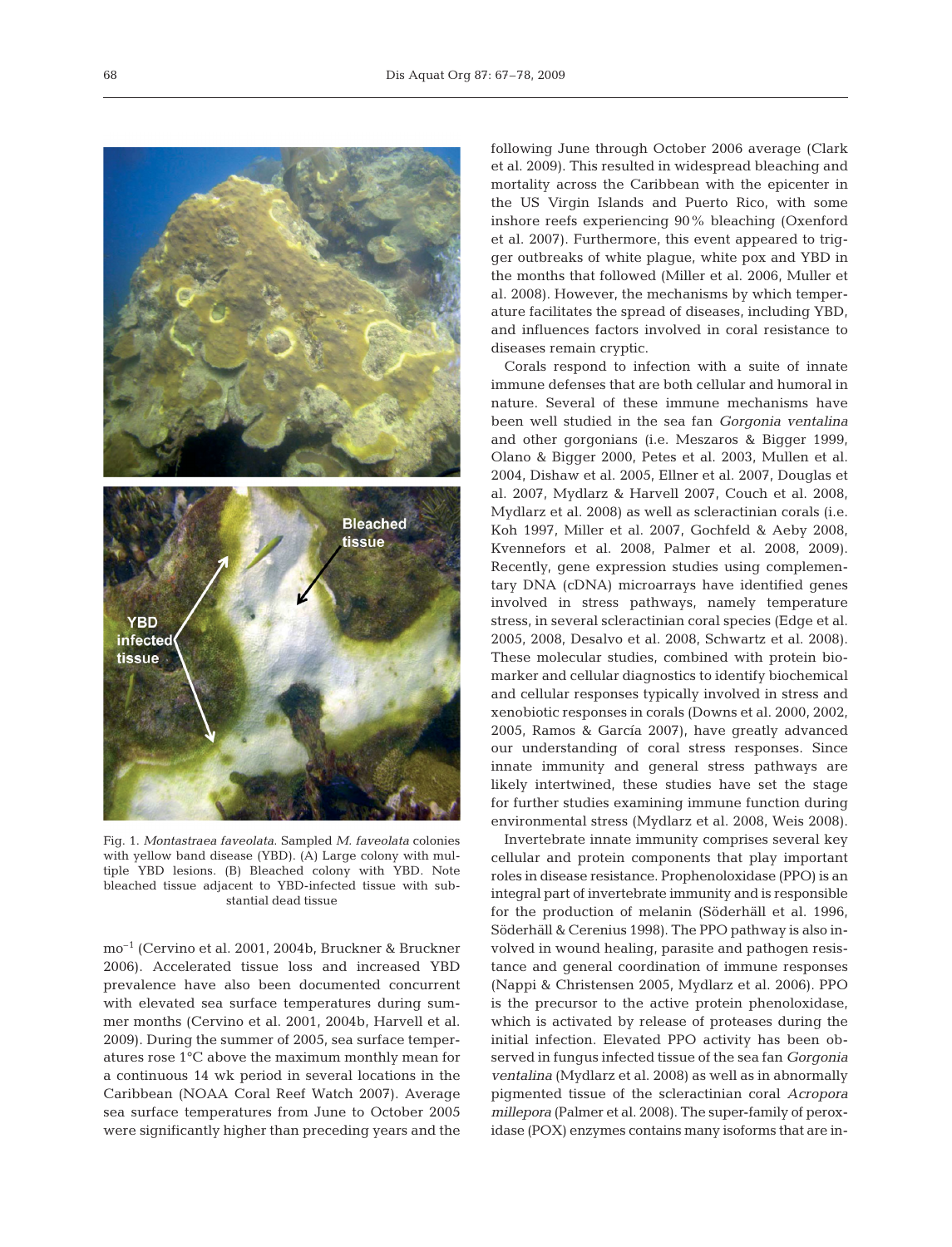Fig. 1. *Montastraea faveolata*. Sampled *M. faveolata* colonies with yellow band disease (YBD). (A) Large colony with multiple YBD lesions. (B) Bleached colony with YBD. Note bleached tissue adjacent to YBD-infected tissue with substantial dead tissue

mo$^{-1}$ (Cervino et al. 2001, 2004b, Bruckner & Bruckner 2006). Accelerated tissue loss and increased YBD prevalence have also been documented concurrent with elevated sea surface temperatures during summer months (Cervino et al. 2001, 2004b, Harvell et al. 2009). During the summer of 2005, sea surface temperatures rose 1°C above the maximum monthly mean for a continuous 14 wk period in several locations in the Caribbean (NOAA Coral Reef Watch 2007). Average sea surface temperatures from June to October 2005 were significantly higher than preceding years and the following June through October 2006 average (Clark et al. 2009). This resulted in widespread bleaching and mortality across the Caribbean with the epicenter in the US Virgin Islands and Puerto Rico, with some inshore reefs experiencing 90% bleaching (Oxenford et al. 2007). Furthermore, this event appeared to trigger outbreaks of white plague, white pox and YBD in the months that followed (Miller et al. 2006, Muller et al. 2008). However, the mechanisms by which temperature facilitates the spread of diseases, including YBD, and influences factors involved in coral resistance to diseases remain cryptic.

Corals respond to infection with a suite of innate immune defenses that are both cellular and humoral in nature. Several of these immune mechanisms have been well studied in the sea fan *Gorgonia ventalina* and other gorgonians (i.e. Meszaros & Bigger 1999, Olano & Bigger 2000, Petes et al. 2003, Mullen et al. 2004, Dishaw et al. 2005, Ellner et al. 2007, Douglas et al. 2007, Mydlarz & Harvell 2007, Couch et al. 2008, Mydlarz et al. 2008) as well as scleractinian corals (i.e. Koh 1997, Miller et al. 2007, Gochfeld & Aeby 2008, Kvennefors et al. 2008, Palmer et al. 2008, 2009). Recently, gene expression studies using complementary DNA (cDNA) microarrays have identified genes involved in stress pathways, namely temperature stress, in several scleractinian coral species (Edge et al. 2005, 2008, Desalvo et al. 2008, Schwartz et al. 2008). These molecular studies, combined with protein biomarker and cellular diagnostics to identify biochemical and cellular responses typically involved in stress and xenobiotic responses in corals (Downs et al. 2000, 2002, 2005, Ramos & García 2007), have greatly advanced our understanding of coral stress responses. Since innate immunity and general stress pathways are likely intertwined, these studies have set the stage for further studies examining immune function during environmental stress (Mydlarz et al. 2008, Weis 2008).

Invertebrate innate immunity comprises several key cellular and protein components that play important roles in disease resistance. Prophenoloxidase (PPO) is an integral part of invertebrate immunity and is responsible for the production of melanin (Söderhäll et al. 1996, Söderhäll & Cerenius 1998). The PPO pathway is also involved in wound healing, parasite and pathogen resistance and general coordination of immune responses (Nappi & Christensen 2005, Mydlarz et al. 2006). PPO is the precursor to the active protein phenoloxidase, which is activated by release of proteases during the initial infection. Elevated PPO activity has been observed in fungus infected tissue of the sea fan *Gorgonia ventalina* (Mydlarz et al. 2008) as well as in abnormally pigmented tissue of the scleractinian coral *Acropora millepora* (Palmer et al. 2008). The super-family of peroxidase (POX) enzymes contains many isoforms that are in-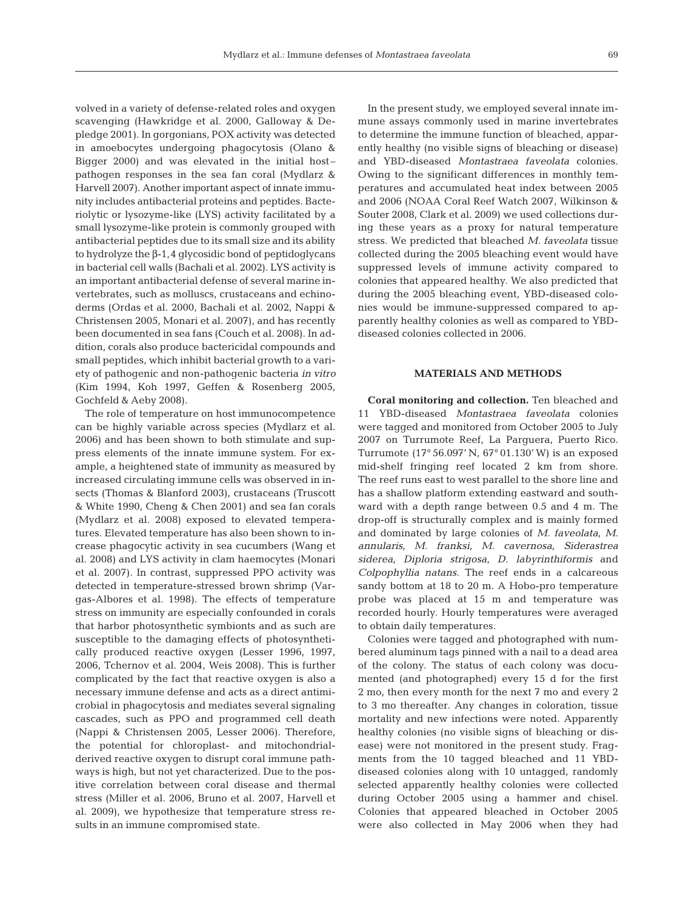volved in a variety of defense-related roles and oxygen scavenging (Hawkridge et al. 2000, Galloway & Depledge 2001). In gorgonians, POX activity was detected in amoebocytes undergoing phagocytosis (Olano & Bigger 2000) and was elevated in the initial host–pathogen responses in the sea fan coral (Mydlarz & Harvell 2007). Another important aspect of innate immunity includes antibacterial proteins and peptides. Bacteriolytic or lysozyme-like (LYS) activity facilitated by a small lysozyme-like protein is commonly grouped with antibacterial peptides due to its small size and its ability to hydrolyze the β-1,4 glycosidic bond of peptidoglycans in bacterial cell walls (Bachali et al. 2002). LYS activity is an important antibacterial defense of several marine invertebrates, such as molluscs, crustaceans and echinoderms (Ordas et al. 2000, Bachali et al. 2002, Nappi & Christensen 2005, Monari et al. 2007), and has recently been documented in sea fans (Couch et al. 2008). In addition, corals also produce bactericidal compounds and small peptides, which inhibit bacterial growth to a variety of pathogenic and non-pathogenic bacteria *in vitro* (Kim 1994, Koh 1997, Geffen & Rosenberg 2005, Gochfeld & Aeby 2008).

The role of temperature on host immunocompetence can be highly variable across species (Mydlarz et al. 2006) and has been shown to both stimulate and suppress elements of the innate immune system. For example, a heightened state of immunity as measured by increased circulating immune cells was observed in insects (Thomas & Blanford 2003), crustaceans (Truscott & White 1990, Cheng & Chen 2001) and sea fan corals (Mydlarz et al. 2008) exposed to elevated temperatures. Elevated temperature has also been shown to increase phagocytic activity in sea cucumbers (Wang et al. 2008) and LYS activity in clam haemocytes (Monari et al. 2007). In contrast, suppressed PPO activity was detected in temperature-stressed brown shrimp (Vargas-Albores et al. 1998). The effects of temperature stress on immunity are especially confounded in corals that harbor photosynthetic symbionts and as such are susceptible to the damaging effects of photosynthetically produced reactive oxygen (Lesser 1996, 1997, 2006, Tchernov et al. 2004, Weis 2008). This is further complicated by the fact that reactive oxygen is also a necessary immune defense and acts as a direct antimicrobial in phagocytosis and mediates several signaling cascades, such as PPO and programmed cell death (Nappi & Christensen 2005, Lesser 2006). Therefore, the potential for chloroplast- and mitochondrial-derived reactive oxygen to disrupt coral immune pathways is high, but not yet characterized. Due to the positive correlation between coral disease and thermal stress (Miller et al. 2006, Bruno et al. 2007, Harvell et al. 2009), we hypothesize that temperature stress results in an immune compromised state.

In the present study, we employed several innate immune assays commonly used in marine invertebrates to determine the immune function of bleached, apparently healthy (no visible signs of bleaching or disease) and YBD-diseased *Montastraea faveolata* colonies. Owing to the significant differences in monthly temperatures and accumulated heat index between 2005 and 2006 (NOAA Coral Reef Watch 2007, Wilkinson & Souter 2008, Clark et al. 2009) we used collections during these years as a proxy for natural temperature stress. We predicted that bleached *M. faveolata* tissue collected during the 2005 bleaching event would have suppressed levels of immune activity compared to colonies that appeared healthy. We also predicted that during the 2005 bleaching event, YBD-diseased colonies would be immune-suppressed compared to apparently healthy colonies as well as compared to YBD-diseased colonies collected in 2006.

## MATERIALS AND METHODS

**Coral monitoring and collection.** Ten bleached and 11 YBD-diseased *Montastraea faveolata* colonies were tagged and monitored from October 2005 to July 2007 on Turrumote Reef, La Parguera, Puerto Rico. Turrumote (17° 56.097' N, 67° 01.130' W) is an exposed mid-shelf fringing reef located 2 km from shore. The reef runs east to west parallel to the shore line and has a shallow platform extending eastward and southward with a depth range between 0.5 and 4 m. The drop-off is structurally complex and is mainly formed and dominated by large colonies of *M. faveolata*, *M. annularis*, *M. franksi*, *M. cavernosa*, *Siderastrea siderea*, *Diploria strigosa*, *D. labyrinthiformis* and *Colpophyllia natans*. The reef ends in a calcareous sandy bottom at 18 to 20 m. A Hobo-pro temperature probe was placed at 15 m and temperature was recorded hourly. Hourly temperatures were averaged to obtain daily temperatures.

Colonies were tagged and photographed with numbered aluminum tags pinned with a nail to a dead area of the colony. The status of each colony was documented (and photographed) every 15 d for the first 2 mo, then every month for the next 7 mo and every 2 to 3 mo thereafter. Any changes in coloration, tissue mortality and new infections were noted. Apparently healthy colonies (no visible signs of bleaching or disease) were not monitored in the present study. Fragments from the 10 tagged bleached and 11 YBD-diseased colonies along with 10 untagged, randomly selected apparently healthy colonies were collected during October 2005 using a hammer and chisel. Colonies that appeared bleached in October 2005 were also collected in May 2006 when they had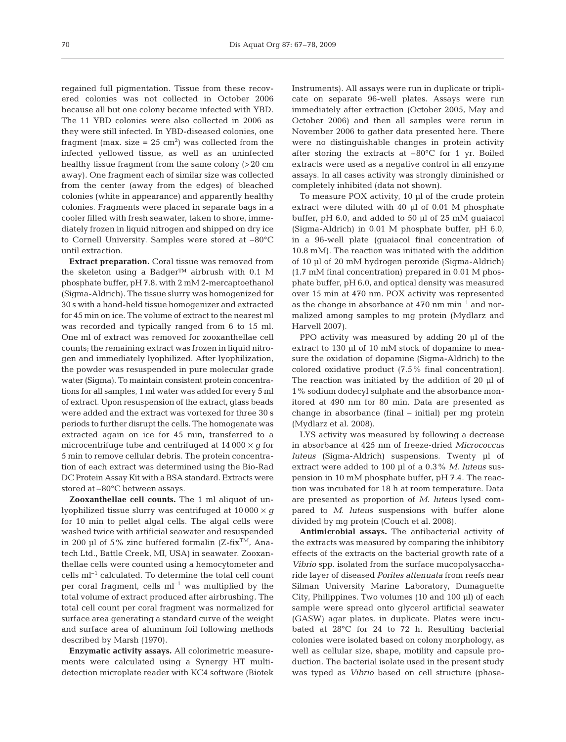regained full pigmentation. Tissue from these recovered colonies was not collected in October 2006 because all but one colony became infected with YBD. The 11 YBD colonies were also collected in 2006 as they were still infected. In YBD-diseased colonies, one fragment (max. size = 25 $cm^2$) was collected from the infected yellowed tissue, as well as an uninfected healthy tissue fragment from the same colony (>20 cm away). One fragment each of similar size was collected from the center (away from the edges) of bleached colonies (white in appearance) and apparently healthy colonies. Fragments were placed in separate bags in a cooler filled with fresh seawater, taken to shore, immediately frozen in liquid nitrogen and shipped on dry ice to Cornell University. Samples were stored at –80°C until extraction.

**Extract preparation.** Coral tissue was removed from the skeleton using a Badger™ airbrush with 0.1 M phosphate buffer, pH 7.8, with 2 mM 2-mercaptoethanol (Sigma-Aldrich). The tissue slurry was homogenized for 30 s with a hand-held tissue homogenizer and extracted for 45 min on ice. The volume of extract to the nearest ml was recorded and typically ranged from 6 to 15 ml. One ml of extract was removed for zooxanthellae cell counts; the remaining extract was frozen in liquid nitrogen and immediately lyophilized. After lyophilization, the powder was resuspended in pure molecular grade water (Sigma). To maintain consistent protein concentrations for all samples, 1 ml water was added for every 5 ml of extract. Upon resuspension of the extract, glass beads were added and the extract was vortexed for three 30 s periods to further disrupt the cells. The homogenate was extracted again on ice for 45 min, transferred to a microcentrifuge tube and centrifuged at 14 000 × *g* for 5 min to remove cellular debris. The protein concentration of each extract was determined using the Bio-Rad DC Protein Assay Kit with a BSA standard. Extracts were stored at –80°C between assays.

**Zooxanthellae cell counts.** The 1 ml aliquot of unlyophilized tissue slurry was centrifuged at 10 000 × *g* for 10 min to pellet algal cells. The algal cells were washed twice with artificial seawater and resuspended in 200 µl of 5% zinc buffered formalin (Z-fix™, Anatech Ltd., Battle Creek, MI, USA) in seawater. Zooxanthellae cells were counted using a hemocytometer and cells $ml^{-1}$ calculated. To determine the total cell count per coral fragment, cells $ml^{-1}$ was multiplied by the total volume of extract produced after airbrushing. The total cell count per coral fragment was normalized for surface area generating a standard curve of the weight and surface area of aluminum foil following methods described by Marsh (1970).

**Enzymatic activity assays.** All colorimetric measurements were calculated using a Synergy HT multidetection microplate reader with KC4 software (Biotek Instruments). All assays were run in duplicate or triplicate on separate 96-well plates. Assays were run immediately after extraction (October 2005, May and October 2006) and then all samples were rerun in November 2006 to gather data presented here. There were no distinguishable changes in protein activity after storing the extracts at –80°C for 1 yr. Boiled extracts were used as a negative control in all enzyme assays. In all cases activity was strongly diminished or completely inhibited (data not shown).

To measure POX activity, 10 µl of the crude protein extract were diluted with 40 µl of 0.01 M phosphate buffer, pH 6.0, and added to 50 µl of 25 mM guaiacol (Sigma-Aldrich) in 0.01 M phosphate buffer, pH 6.0, in a 96-well plate (guaiacol final concentration of 10.8 mM). The reaction was initiated with the addition of 10 µl of 20 mM hydrogen peroxide (Sigma-Aldrich) (1.7 mM final concentration) prepared in 0.01 M phosphate buffer, pH 6.0, and optical density was measured over 15 min at 470 nm. POX activity was represented as the change in absorbance at 470 nm $min^{-1}$ and normalized among samples to mg protein (Mydlarz and Harvell 2007).

PPO activity was measured by adding 20 µl of the extract to 130 µl of 10 mM stock of dopamine to measure the oxidation of dopamine (Sigma-Aldrich) to the colored oxidative product (7.5% final concentration). The reaction was initiated by the addition of 20 µl of 1% sodium dodecyl sulphate and the absorbance monitored at 490 nm for 80 min. Data are presented as change in absorbance (final – initial) per mg protein (Mydlarz et al. 2008).

LYS activity was measured by following a decrease in absorbance at 425 nm of freeze-dried *Micrococcus luteus* (Sigma-Aldrich) suspensions. Twenty µl of extract were added to 100 µl of a 0.3% *M. luteus* suspension in 10 mM phosphate buffer, pH 7.4. The reaction was incubated for 18 h at room temperature. Data are presented as proportion of *M. luteus* lysed compared to *M. luteus* suspensions with buffer alone divided by mg protein (Couch et al. 2008).

**Antimicrobial assays.** The antibacterial activity of the extracts was measured by comparing the inhibitory effects of the extracts on the bacterial growth rate of a *Vibrio* spp. isolated from the surface mucopolysaccharide layer of diseased *Porites attenuata* from reefs near Silman University Marine Laboratory, Dumaguette City, Philippines. Two volumes (10 and 100 µl) of each sample were spread onto glycerol artificial seawater (GASW) agar plates, in duplicate. Plates were incubated at 28°C for 24 to 72 h. Resulting bacterial colonies were isolated based on colony morphology, as well as cellular size, shape, motility and capsule production. The bacterial isolate used in the present study was typed as *Vibrio* based on cell structure (phase-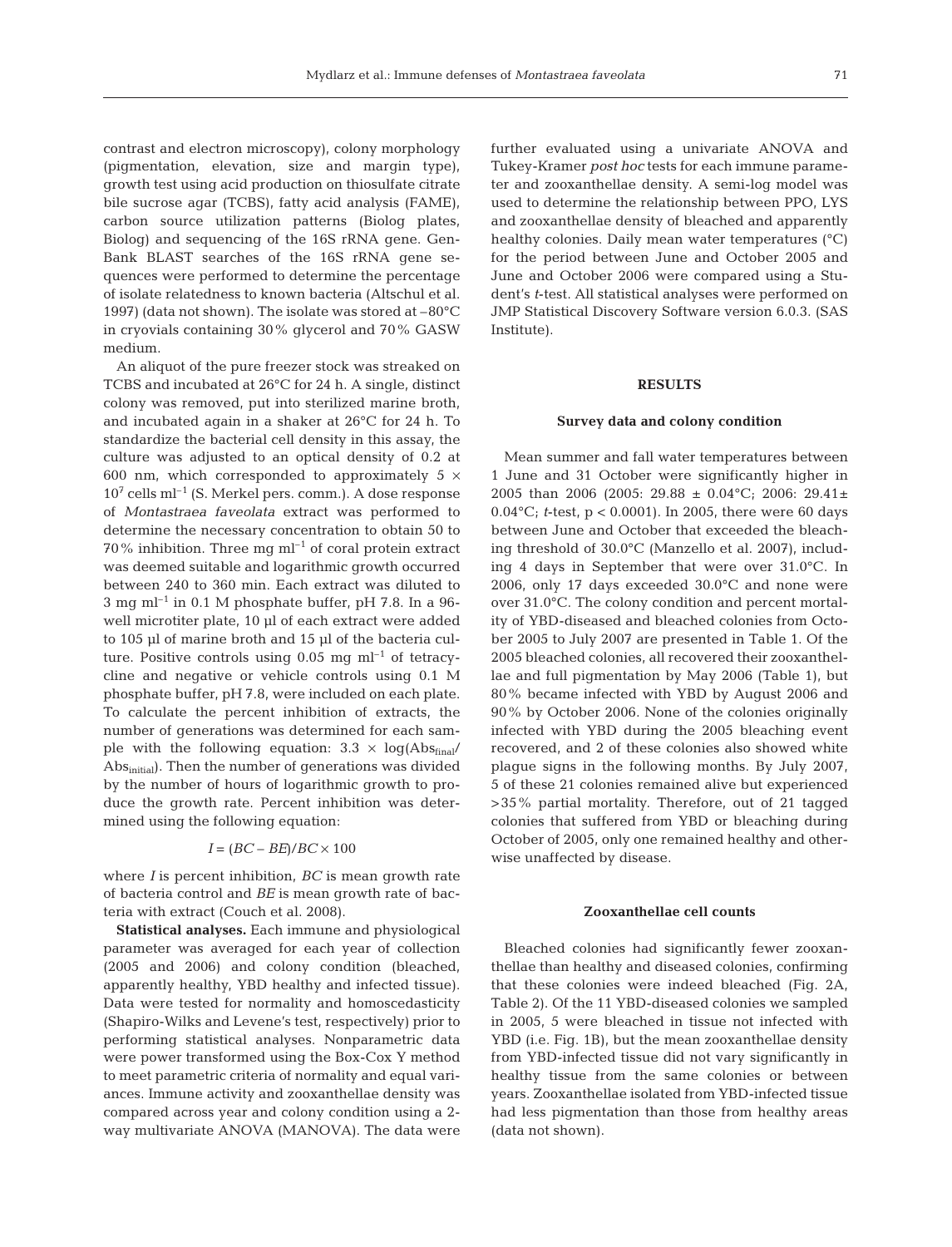contrast and electron microscopy), colony morphology (pigmentation, elevation, size and margin type), growth test using acid production on thiosulfate citrate bile sucrose agar (TCBS), fatty acid analysis (FAME), carbon source utilization patterns (Biolog plates, Biolog) and sequencing of the 16S rRNA gene. GenBank BLAST searches of the 16S rRNA gene sequences were performed to determine the percentage of isolate relatedness to known bacteria (Altschul et al. 1997) (data not shown). The isolate was stored at –80°C in cryovials containing 30% glycerol and 70% GASW medium.

An aliquot of the pure freezer stock was streaked on TCBS and incubated at 26°C for 24 h. A single, distinct colony was removed, put into sterilized marine broth, and incubated again in a shaker at 26°C for 24 h. To standardize the bacterial cell density in this assay, the culture was adjusted to an optical density of 0.2 at 600 nm, which corresponded to approximately $5 \times 10^7$ cells $ml^{-1}$ (S. Merkel pers. comm.). A dose response of *Montastraea faveolata* extract was performed to determine the necessary concentration to obtain 50 to 70% inhibition. Three mg $ml^{-1}$ of coral protein extract was deemed suitable and logarithmic growth occurred between 240 to 360 min. Each extract was diluted to 3 mg $ml^{-1}$ in 0.1 M phosphate buffer, pH 7.8. In a 96-well microtiter plate, 10 µl of each extract were added to 105 µl of marine broth and 15 µl of the bacteria culture. Positive controls using 0.05 mg $ml^{-1}$ of tetracycline and negative or vehicle controls using 0.1 M phosphate buffer, pH 7.8, were included on each plate. To calculate the percent inhibition of extracts, the number of generations was determined for each sample with the following equation: $3.3 \times \log(Abs_{final}/Abs_{initial})$. Then the number of generations was divided by the number of hours of logarithmic growth to produce the growth rate. Percent inhibition was determined using the following equation:

$$I = (BC - BE)/BC \times 100$$

where $I$ is percent inhibition, $BC$ is mean growth rate of bacteria control and $BE$ is mean growth rate of bacteria with extract (Couch et al. 2008).

**Statistical analyses.** Each immune and physiological parameter was averaged for each year of collection (2005 and 2006) and colony condition (bleached, apparently healthy, YBD healthy and infected tissue). Data were tested for normality and homoscedasticity (Shapiro-Wilks and Levene's test, respectively) prior to performing statistical analyses. Nonparametric data were power transformed using the Box-Cox Y method to meet parametric criteria of normality and equal variances. Immune activity and zooxanthellae density was compared across year and colony condition using a 2-way multivariate ANOVA (MANOVA). The data were further evaluated using a univariate ANOVA and Tukey-Kramer *post hoc* tests for each immune parameter and zooxanthellae density. A semi-log model was used to determine the relationship between PPO, LYS and zooxanthellae density of bleached and apparently healthy colonies. Daily mean water temperatures (°C) for the period between June and October 2005 and June and October 2006 were compared using a Student's *t*-test. All statistical analyses were performed on JMP Statistical Discovery Software version 6.0.3. (SAS Institute).

## RESULTS

### Survey data and colony condition

Mean summer and fall water temperatures between 1 June and 31 October were significantly higher in 2005 than 2006 (2005: 29.88 ± 0.04°C; 2006: 29.41 ± 0.04°C; *t*-test, $p < 0.0001$). In 2005, there were 60 days between June and October that exceeded the bleaching threshold of 30.0°C (Manzello et al. 2007), including 4 days in September that were over 31.0°C. In 2006, only 17 days exceeded 30.0°C and none were over 31.0°C. The colony condition and percent mortality of YBD-diseased and bleached colonies from October 2005 to July 2007 are presented in Table 1. Of the 2005 bleached colonies, all recovered their zooxanthellae and full pigmentation by May 2006 (Table 1), but 80% became infected with YBD by August 2006 and 90% by October 2006. None of the colonies originally infected with YBD during the 2005 bleaching event recovered, and 2 of these colonies also showed white plague signs in the following months. By July 2007, 5 of these 21 colonies remained alive but experienced >35% partial mortality. Therefore, out of 21 tagged colonies that suffered from YBD or bleaching during October of 2005, only one remained healthy and otherwise unaffected by disease.

### Zooxanthellae cell counts

Bleached colonies had significantly fewer zooxanthellae than healthy and diseased colonies, confirming that these colonies were indeed bleached (Fig. 2A, Table 2). Of the 11 YBD-diseased colonies we sampled in 2005, 5 were bleached in tissue not infected with YBD (i.e. Fig. 1B), but the mean zooxanthellae density from YBD-infected tissue did not vary significantly in healthy tissue from the same colonies or between years. Zooxanthellae isolated from YBD-infected tissue had less pigmentation than those from healthy areas (data not shown).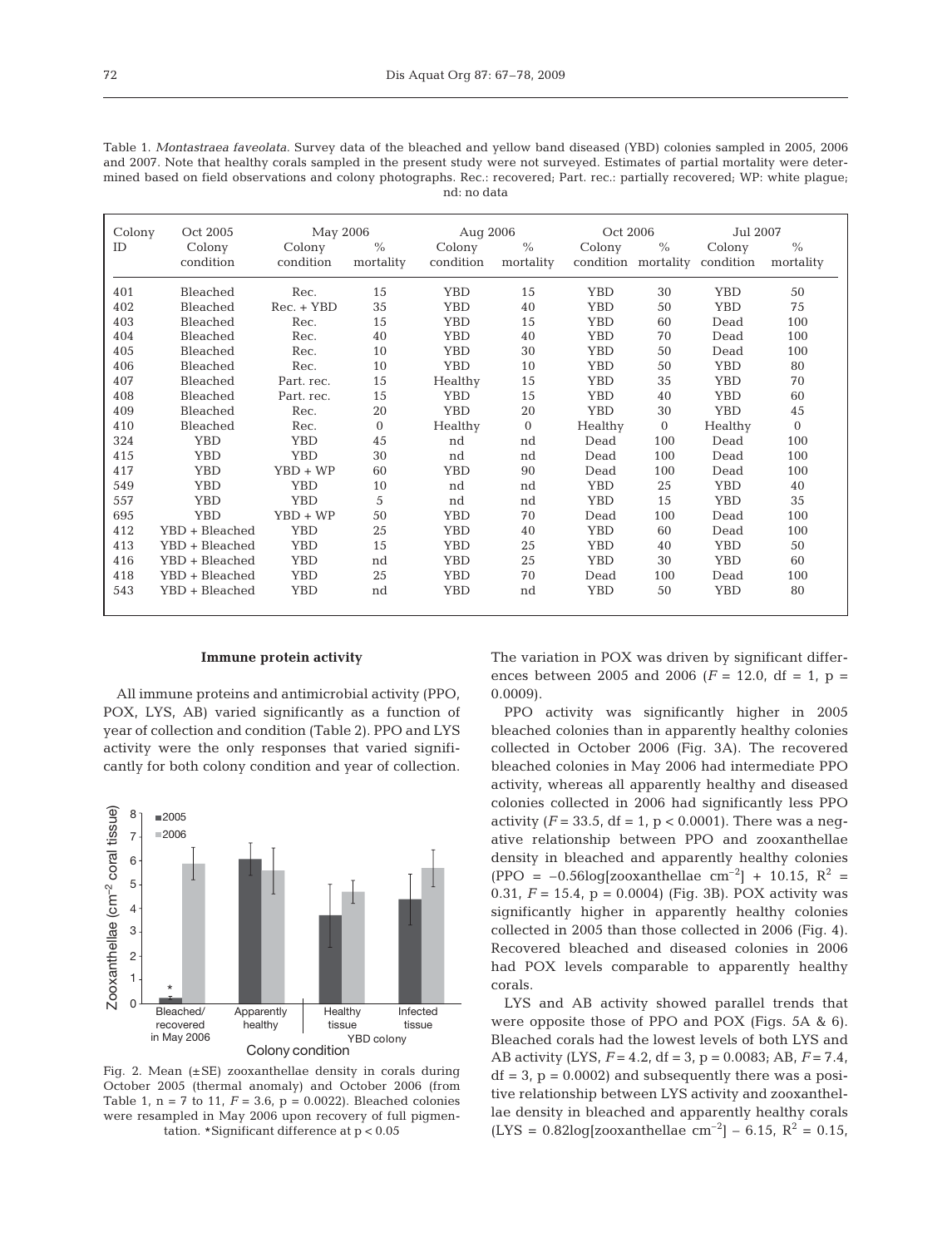Table 1. *Montastraea faveolata*. Survey data of the bleached and yellow band diseased (YBD) colonies sampled in 2005, 2006 and 2007. Note that healthy corals sampled in the present study were not surveyed. Estimates of partial mortality were determined based on field observations and colony photographs. Rec.: recovered; Part. rec.: partially recovered; WP: white plague; nd: no data

| Colony ID | Oct 2005 | May 2006 | | Aug 2006 | | Oct 2006 | | Jul 2007 | |
|---|---|---|---|---|---|---|---|---|---|
| | Colony condition | Colony condition | % mortality | Colony condition | % mortality | Colony condition | % mortality | Colony condition | % mortality |
| 401 | Bleached | Rec. | 15 | YBD | 15 | YBD | 30 | YBD | 50 |
| 402 | Bleached | Rec. + YBD | 35 | YBD | 40 | YBD | 50 | YBD | 75 |
| 403 | Bleached | Rec. | 15 | YBD | 15 | YBD | 60 | Dead | 100 |
| 404 | Bleached | Rec. | 40 | YBD | 40 | YBD | 70 | Dead | 100 |
| 405 | Bleached | Rec. | 10 | YBD | 30 | YBD | 50 | Dead | 100 |
| 406 | Bleached | Rec. | 10 | YBD | 10 | YBD | 50 | YBD | 80 |
| 407 | Bleached | Part. rec. | 15 | Healthy | 15 | YBD | 35 | YBD | 70 |
| 408 | Bleached | Part. rec. | 15 | YBD | 15 | YBD | 40 | YBD | 60 |
| 409 | Bleached | Rec. | 20 | YBD | 20 | YBD | 30 | YBD | 45 |
| 410 | Bleached | Rec. | 0 | Healthy | 0 | Healthy | 0 | Healthy | 0 |
| 324 | YBD | YBD | 45 | nd | nd | Dead | 100 | Dead | 100 |
| 415 | YBD | YBD | 30 | nd | nd | Dead | 100 | Dead | 100 |
| 417 | YBD | YBD + WP | 60 | YBD | 90 | Dead | 100 | Dead | 100 |
| 549 | YBD | YBD | 10 | nd | nd | YBD | 25 | YBD | 40 |
| 557 | YBD | YBD | 5 | nd | nd | YBD | 15 | YBD | 35 |
| 695 | YBD | YBD + WP | 50 | YBD | 70 | Dead | 100 | Dead | 100 |
| 412 | YBD + Bleached | YBD | 25 | YBD | 40 | YBD | 60 | Dead | 100 |
| 413 | YBD + Bleached | YBD | 15 | YBD | 25 | YBD | 40 | YBD | 50 |
| 416 | YBD + Bleached | YBD | nd | YBD | 25 | YBD | 30 | YBD | 60 |
| 418 | YBD + Bleached | YBD | 25 | YBD | 70 | Dead | 100 | Dead | 100 |
| 543 | YBD + Bleached | YBD | nd | YBD | nd | YBD | 50 | YBD | 80 |

### Immune protein activity

All immune proteins and antimicrobial activity (PPO, POX, LYS, AB) varied significantly as a function of year of collection and condition (Table 2). PPO and LYS activity were the only responses that varied significantly for both colony condition and year of collection.

Fig. 2. Mean (±SE) zooxanthellae density in corals during October 2005 (thermal anomaly) and October 2006 (from Table 1, n = 7 to 11, $F = 3.6$, $p = 0.0022$). Bleached colonies were resampled in May 2006 upon recovery of full pigmentation. *Significant difference at $p < 0.05$

The variation in POX was driven by significant differences between 2005 and 2006 ($F = 12.0$, df = 1, $p = 0.0009$).

PPO activity was significantly higher in 2005 bleached colonies than in apparently healthy colonies collected in October 2006 (Fig. 3A). The recovered bleached colonies in May 2006 had intermediate PPO activity, whereas all apparently healthy and diseased colonies collected in 2006 had significantly less PPO activity ($F = 33.5$, df = 1, $p < 0.0001$). There was a negative relationship between PPO and zooxanthellae density in bleached and apparently healthy colonies (PPO = $-0.56\log[\text{zooxanthellae cm}^{-2}] + 10.15$, $R^2 = 0.31$, $F = 15.4$, $p = 0.0004$) (Fig. 3B). POX activity was significantly higher in apparently healthy colonies collected in 2005 than those collected in 2006 (Fig. 4). Recovered bleached and diseased colonies in 2006 had POX levels comparable to apparently healthy corals.

LYS and AB activity showed parallel trends that were opposite those of PPO and POX (Figs. 5A & 6). Bleached corals had the lowest levels of both LYS and AB activity (LYS, $F = 4.2$, df = 3, $p = 0.0083$; AB, $F = 7.4$, df = 3, $p = 0.0002$) and subsequently there was a positive relationship between LYS activity and zooxanthellae density in bleached and apparently healthy corals (LYS = $0.82\log[\text{zooxanthellae cm}^{-2}] - 6.15$, $R^2 = 0.15$,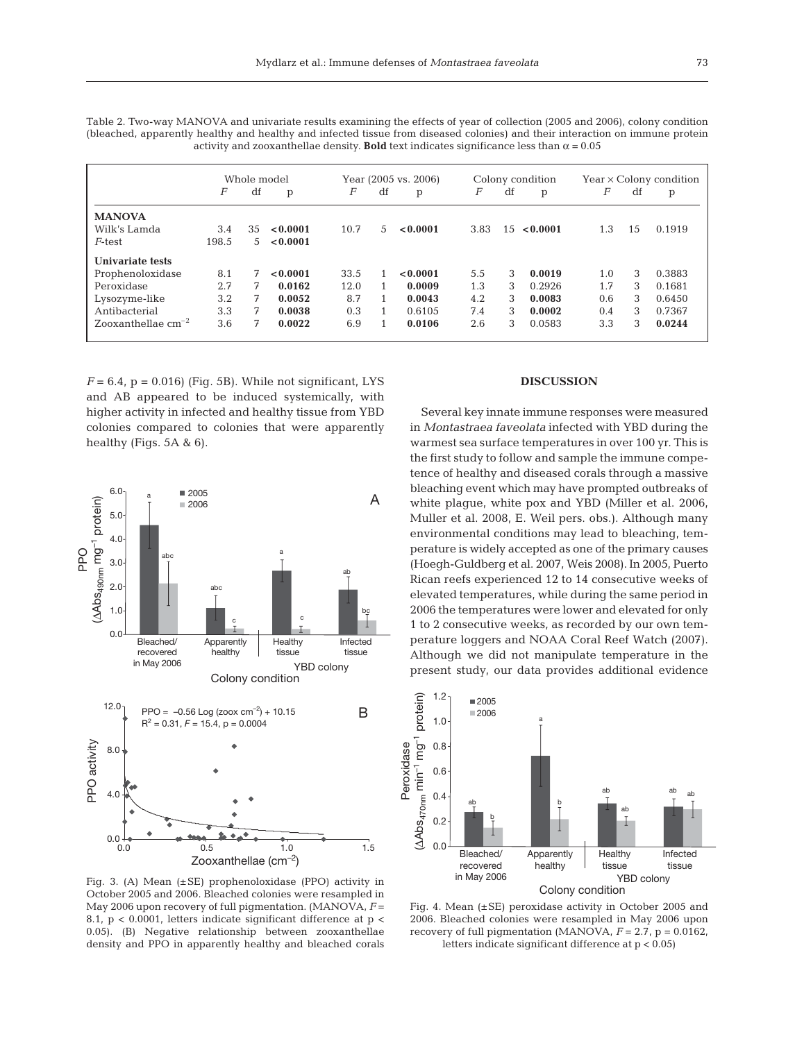Table 2. Two-way MANOVA and univariate results examining the effects of year of collection (2005 and 2006), colony condition (bleached, apparently healthy and healthy and infected tissue from diseased colonies) and their interaction on immune protein activity and zooxanthellae density. **Bold** text indicates significance less than $\alpha = 0.05$

| | Whole model | | | Year (2005 vs. 2006) | | | Colony condition | | | Year × Colony condition | | |
|---|---|---|---|---|---|---|---|---|---|---|---|---|
| | $F$ | df | p | $F$ | df | p | $F$ | df | p | $F$ | df | p |
| **MANOVA** | | | | | | | | | | | | |
| Wilk's Lamda | 3.4 | 35 | **<0.0001** | 10.7 | 5 | **<0.0001** | 3.83 | 15 | **<0.0001** | 1.3 | 15 | 0.1919 |
| $F$-test | 198.5 | 5 | **<0.0001** | | | | | | | | | |
| **Univariate tests** | | | | | | | | | | | | |
| Prophenoloxidase | 8.1 | 7 | **<0.0001** | 33.5 | 1 | **<0.0001** | 5.5 | 3 | **0.0019** | 1.0 | 3 | 0.3883 |
| Peroxidase | 2.7 | 7 | **0.0162** | 12.0 | 1 | **0.0009** | 1.3 | 3 | 0.2926 | 1.7 | 3 | 0.1681 |
| Lysozyme-like | 3.2 | 7 | **0.0052** | 8.7 | 1 | **0.0043** | 4.2 | 3 | **0.0083** | 0.6 | 3 | 0.6450 |
| Antibacterial | 3.3 | 7 | **0.0038** | 0.3 | 1 | 0.6105 | 7.4 | 3 | **0.0002** | 0.4 | 3 | 0.7367 |
| Zooxanthellae cm$^{-2}$ | 3.6 | 7 | **0.0022** | 6.9 | 1 | **0.0106** | 2.6 | 3 | 0.0583 | 3.3 | 3 | **0.0244** |

$F = 6.4$, $p = 0.016$) (Fig. 5B). While not significant, LYS and AB appeared to be induced systemically, with higher activity in infected and healthy tissue from YBD colonies compared to colonies that were apparently healthy (Figs. 5A & 6).

Fig. 3. (A) Mean (±SE) prophenoloxidase (PPO) activity in October 2005 and 2006. Bleached colonies were resampled in May 2006 upon recovery of full pigmentation. (MANOVA, $F = 8.1$, $p < 0.0001$, letters indicate significant difference at $p < 0.05$). (B) Negative relationship between zooxanthellae density and PPO in apparently healthy and bleached corals

## DISCUSSION

Several key innate immune responses were measured in *Montastraea faveolata* infected with YBD during the warmest sea surface temperatures in over 100 yr. This is the first study to follow and sample the immune competence of healthy and diseased corals through a massive bleaching event which may have prompted outbreaks of white plague, white pox and YBD (Miller et al. 2006, Muller et al. 2008, E. Weil pers. obs.). Although many environmental conditions may lead to bleaching, temperature is widely accepted as one of the primary causes (Hoegh-Guldberg et al. 2007, Weis 2008). In 2005, Puerto Rican reefs experienced 12 to 14 consecutive weeks of elevated temperatures, while during the same period in 2006 the temperatures were lower and elevated for only 1 to 2 consecutive weeks, as recorded by our own temperature loggers and NOAA Coral Reef Watch (2007). Although we did not manipulate temperature in the present study, our data provides additional evidence

Fig. 4. Mean (±SE) peroxidase activity in October 2005 and 2006. Bleached colonies were resampled in May 2006 upon recovery of full pigmentation (MANOVA, $F = 2.7$, $p = 0.0162$, letters indicate significant difference at $p < 0.05$)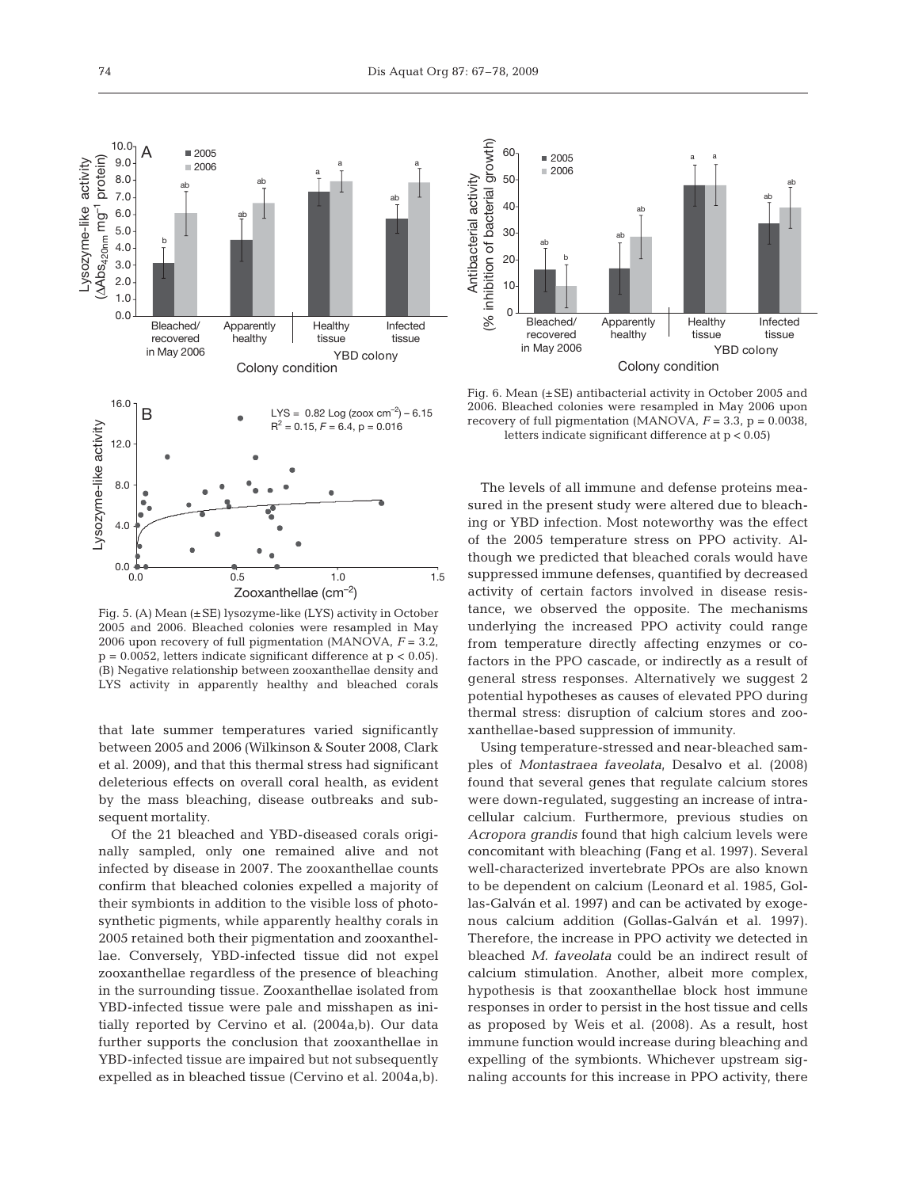Fig. 5. (A) Mean (±SE) lysozyme-like (LYS) activity in October 2005 and 2006. Bleached colonies were resampled in May 2006 upon recovery of full pigmentation (MANOVA, $F = 3.2$, $p = 0.0052$, letters indicate significant difference at $p < 0.05$). (B) Negative relationship between zooxanthellae density and LYS activity in apparently healthy and bleached corals

Fig. 6. Mean (±SE) antibacterial activity in October 2005 and 2006. Bleached colonies were resampled in May 2006 upon recovery of full pigmentation (MANOVA, $F = 3.3$, $p = 0.0038$, letters indicate significant difference at $p < 0.05$)

that late summer temperatures varied significantly between 2005 and 2006 (Wilkinson & Souter 2008, Clark et al. 2009), and that this thermal stress had significant deleterious effects on overall coral health, as evident by the mass bleaching, disease outbreaks and subsequent mortality.

Of the 21 bleached and YBD-diseased corals originally sampled, only one remained alive and not infected by disease in 2007. The zooxanthellae counts confirm that bleached colonies expelled a majority of their symbionts in addition to the visible loss of photosynthetic pigments, while apparently healthy corals in 2005 retained both their pigmentation and zooxanthellae. Conversely, YBD-infected tissue did not expel zooxanthellae regardless of the presence of bleaching in the surrounding tissue. Zooxanthellae isolated from YBD-infected tissue were pale and misshapen as initially reported by Cervino et al. (2004a,b). Our data further supports the conclusion that zooxanthellae in YBD-infected tissue are impaired but not subsequently expelled as in bleached tissue (Cervino et al. 2004a,b).

The levels of all immune and defense proteins measured in the present study were altered due to bleaching or YBD infection. Most noteworthy was the effect of the 2005 temperature stress on PPO activity. Although we predicted that bleached corals would have suppressed immune defenses, quantified by decreased activity of certain factors involved in disease resistance, we observed the opposite. The mechanisms underlying the increased PPO activity could range from temperature directly affecting enzymes or cofactors in the PPO cascade, or indirectly as a result of general stress responses. Alternatively we suggest 2 potential hypotheses as causes of elevated PPO during thermal stress: disruption of calcium stores and zooxanthellae-based suppression of immunity.

Using temperature-stressed and near-bleached samples of *Montastraea faveolata*, Desalvo et al. (2008) found that several genes that regulate calcium stores were down-regulated, suggesting an increase of intracellular calcium. Furthermore, previous studies on *Acropora grandis* found that high calcium levels were concomitant with bleaching (Fang et al. 1997). Several well-characterized invertebrate PPOs are also known to be dependent on calcium (Leonard et al. 1985, Gollas-Galván et al. 1997) and can be activated by exogenous calcium addition (Gollas-Galván et al. 1997). Therefore, the increase in PPO activity we detected in bleached *M. faveolata* could be an indirect result of calcium stimulation. Another, albeit more complex, hypothesis is that zooxanthellae block host immune responses in order to persist in the host tissue and cells as proposed by Weis et al. (2008). As a result, host immune function would increase during bleaching and expelling of the symbionts. Whichever upstream signaling accounts for this increase in PPO activity, there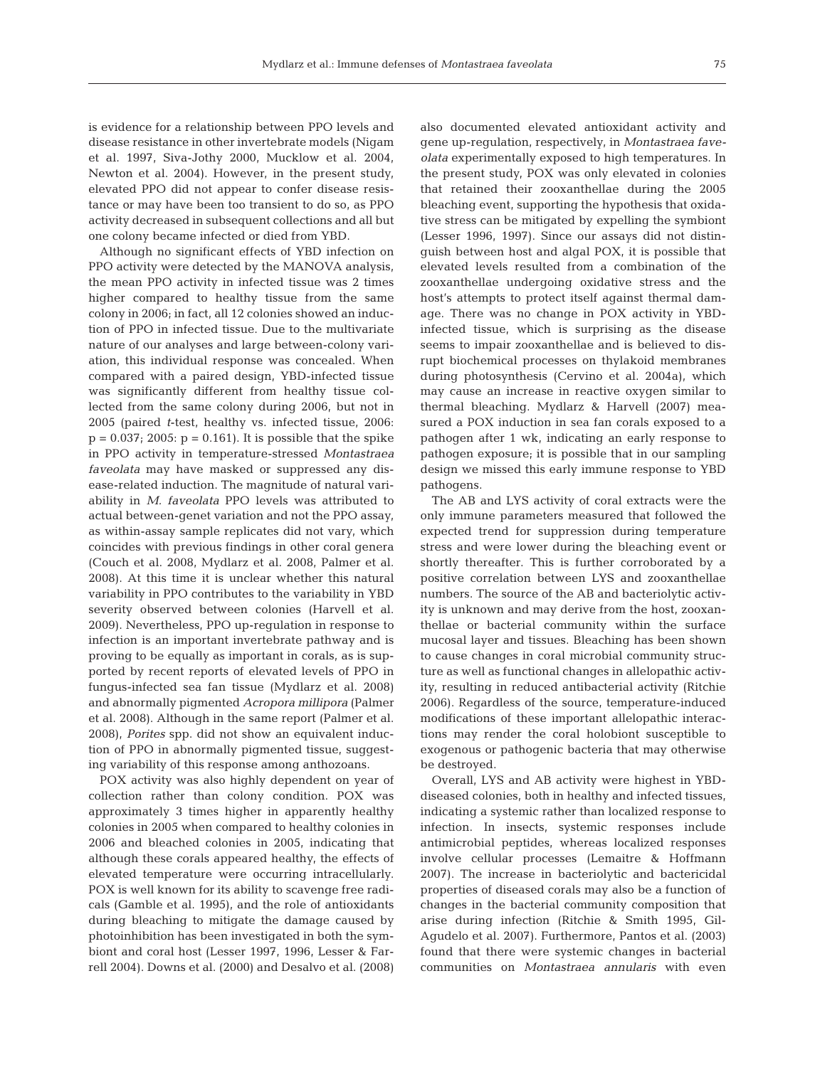is evidence for a relationship between PPO levels and disease resistance in other invertebrate models (Nigam et al. 1997, Siva-Jothy 2000, Mucklow et al. 2004, Newton et al. 2004). However, in the present study, elevated PPO did not appear to confer disease resistance or may have been too transient to do so, as PPO activity decreased in subsequent collections and all but one colony became infected or died from YBD.

Although no significant effects of YBD infection on PPO activity were detected by the MANOVA analysis, the mean PPO activity in infected tissue was 2 times higher compared to healthy tissue from the same colony in 2006; in fact, all 12 colonies showed an induction of PPO in infected tissue. Due to the multivariate nature of our analyses and large between-colony variation, this individual response was concealed. When compared with a paired design, YBD-infected tissue was significantly different from healthy tissue collected from the same colony during 2006, but not in 2005 (paired *t*-test, healthy vs. infected tissue, 2006: $p = 0.037$; 2005: $p = 0.161$). It is possible that the spike in PPO activity in temperature-stressed *Montastraea faveolata* may have masked or suppressed any disease-related induction. The magnitude of natural variability in *M. faveolata* PPO levels was attributed to actual between-genet variation and not the PPO assay, as within-assay sample replicates did not vary, which coincides with previous findings in other coral genera (Couch et al. 2008, Mydlarz et al. 2008, Palmer et al. 2008). At this time it is unclear whether this natural variability in PPO contributes to the variability in YBD severity observed between colonies (Harvell et al. 2009). Nevertheless, PPO up-regulation in response to infection is an important invertebrate pathway and is proving to be equally as important in corals, as is supported by recent reports of elevated levels of PPO in fungus-infected sea fan tissue (Mydlarz et al. 2008) and abnormally pigmented *Acropora millipora* (Palmer et al. 2008). Although in the same report (Palmer et al. 2008), *Porites* spp. did not show an equivalent induction of PPO in abnormally pigmented tissue, suggesting variability of this response among anthozoans.

POX activity was also highly dependent on year of collection rather than colony condition. POX was approximately 3 times higher in apparently healthy colonies in 2005 when compared to healthy colonies in 2006 and bleached colonies in 2005, indicating that although these corals appeared healthy, the effects of elevated temperature were occurring intracellularly. POX is well known for its ability to scavenge free radicals (Gamble et al. 1995), and the role of antioxidants during bleaching to mitigate the damage caused by photoinhibition has been investigated in both the symbiont and coral host (Lesser 1997, 1996, Lesser & Farrell 2004). Downs et al. (2000) and Desalvo et al. (2008) also documented elevated antioxidant activity and gene up-regulation, respectively, in *Montastraea faveolata* experimentally exposed to high temperatures. In the present study, POX was only elevated in colonies that retained their zooxanthellae during the 2005 bleaching event, supporting the hypothesis that oxidative stress can be mitigated by expelling the symbiont (Lesser 1996, 1997). Since our assays did not distinguish between host and algal POX, it is possible that elevated levels resulted from a combination of the zooxanthellae undergoing oxidative stress and the host's attempts to protect itself against thermal damage. There was no change in POX activity in YBD-infected tissue, which is surprising as the disease seems to impair zooxanthellae and is believed to disrupt biochemical processes on thylakoid membranes during photosynthesis (Cervino et al. 2004a), which may cause an increase in reactive oxygen similar to thermal bleaching. Mydlarz & Harvell (2007) measured a POX induction in sea fan corals exposed to a pathogen after 1 wk, indicating an early response to pathogen exposure; it is possible that in our sampling design we missed this early immune response to YBD pathogens.

The AB and LYS activity of coral extracts were the only immune parameters measured that followed the expected trend for suppression during temperature stress and were lower during the bleaching event or shortly thereafter. This is further corroborated by a positive correlation between LYS and zooxanthellae numbers. The source of the AB and bacteriolytic activity is unknown and may derive from the host, zooxanthellae or bacterial community within the surface mucosal layer and tissues. Bleaching has been shown to cause changes in coral microbial community structure as well as functional changes in allelopathic activity, resulting in reduced antibacterial activity (Ritchie 2006). Regardless of the source, temperature-induced modifications of these important allelopathic interactions may render the coral holobiont susceptible to exogenous or pathogenic bacteria that may otherwise be destroyed.

Overall, LYS and AB activity were highest in YBD-diseased colonies, both in healthy and infected tissues, indicating a systemic rather than localized response to infection. In insects, systemic responses include antimicrobial peptides, whereas localized responses involve cellular processes (Lemaitre & Hoffmann 2007). The increase in bacteriolytic and bactericidal properties of diseased corals may also be a function of changes in the bacterial community composition that arise during infection (Ritchie & Smith 1995, Gil-Agudelo et al. 2007). Furthermore, Pantos et al. (2003) found that there were systemic changes in bacterial communities on *Montastraea annularis* with even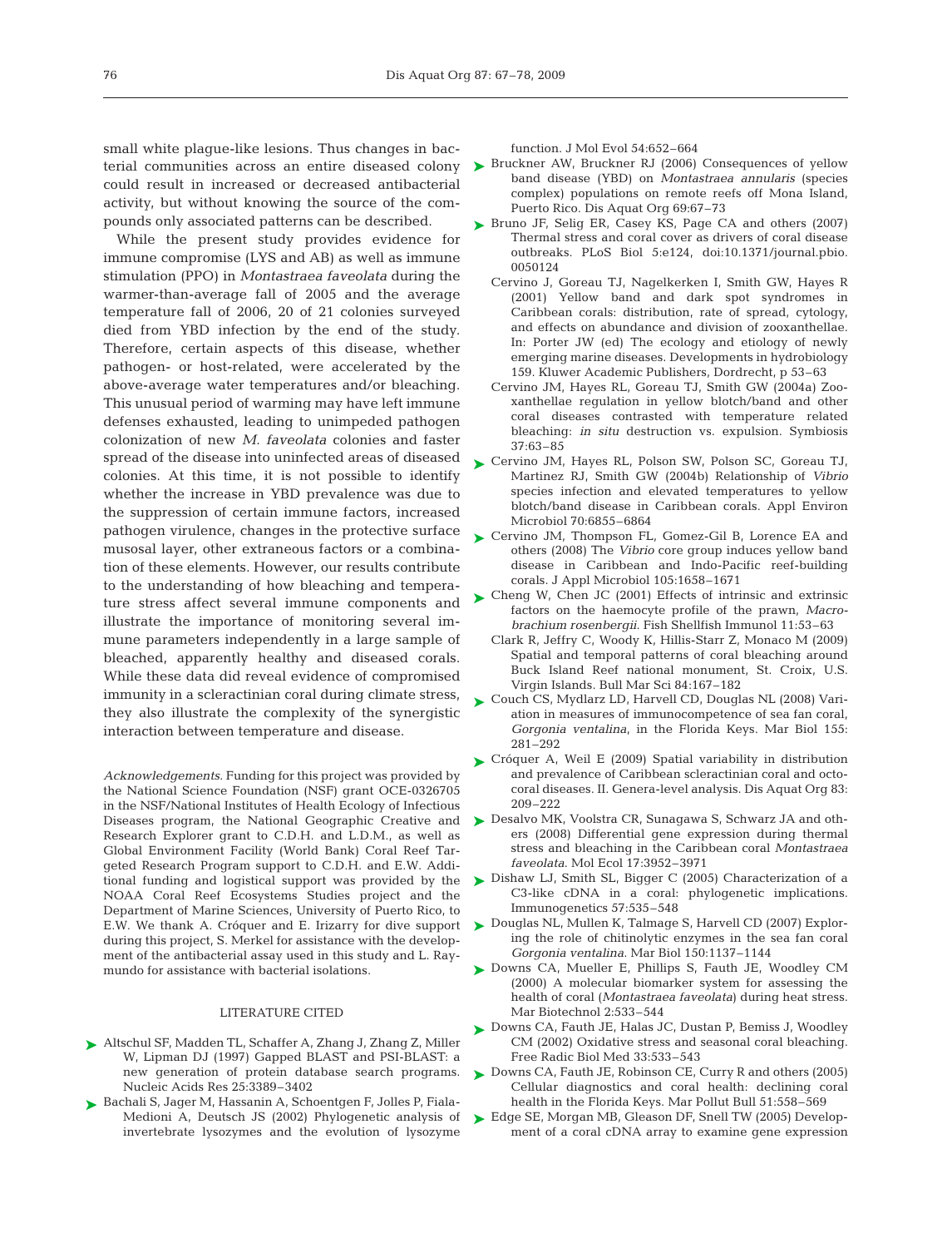small white plague-like lesions. Thus changes in bacterial communities across an entire diseased colony could result in increased or decreased antibacterial activity, but without knowing the source of the compounds only associated patterns can be described.

While the present study provides evidence for immune compromise (LYS and AB) as well as immune stimulation (PPO) in *Montastraea faveolata* during the warmer-than-average fall of 2005 and the average temperature fall of 2006, 20 of 21 colonies surveyed died from YBD infection by the end of the study. Therefore, certain aspects of this disease, whether pathogen- or host-related, were accelerated by the above-average water temperatures and/or bleaching. This unusual period of warming may have left immune defenses exhausted, leading to unimpeded pathogen colonization of new *M. faveolata* colonies and faster spread of the disease into uninfected areas of diseased colonies. At this time, it is not possible to identify whether the increase in YBD prevalence was due to the suppression of certain immune factors, increased pathogen virulence, changes in the protective surface musosal layer, other extraneous factors or a combination of these elements. However, our results contribute to the understanding of how bleaching and temperature stress affect several immune components and illustrate the importance of monitoring several immune parameters independently in a large sample of bleached, apparently healthy and diseased corals. While these data did reveal evidence of compromised immunity in a scleractinian coral during climate stress, they also illustrate the complexity of the synergistic interaction between temperature and disease.

*Acknowledgements.* Funding for this project was provided by the National Science Foundation (NSF) grant OCE-0326705 in the NSF/National Institutes of Health Ecology of Infectious Diseases program, the National Geographic Creative and Research Explorer grant to C.D.H. and L.D.M., as well as Global Environment Facility (World Bank) Coral Reef Targeted Research Program support to C.D.H. and E.W. Additional funding and logistical support was provided by the NOAA Coral Reef Ecosystems Studies project and the Department of Marine Sciences, University of Puerto Rico, to E.W. We thank A. Cróquer and E. Irizarry for dive support during this project, S. Merkel for assistance with the development of the antibacterial assay used in this study and L. Raymundo for assistance with bacterial isolations.

## LITERATURE CITED

- Altschul SF, Madden TL, Schaffer A, Zhang J, Zhang Z, Miller W, Lipman DJ (1997) Gapped BLAST and PSI-BLAST: a new generation of protein database search programs. Nucleic Acids Res 25:3389–3402
- Bachali S, Jager M, Hassanin A, Schoentgen F, Jolles P, Fiala-Medioni A, Deutsch JS (2002) Phylogenetic analysis of invertebrate lysozymes and the evolution of lysozyme function. J Mol Evol 54:652–664
- Bruckner AW, Bruckner RJ (2006) Consequences of yellow band disease (YBD) on *Montastraea annularis* (species complex) populations on remote reefs off Mona Island, Puerto Rico. Dis Aquat Org 69:67–73
- Bruno JF, Selig ER, Casey KS, Page CA and others (2007) Thermal stress and coral cover as drivers of coral disease outbreaks. PLoS Biol 5:e124, doi:10.1371/journal.pbio.0050124
- Cervino J, Goreau TJ, Nagelkerken I, Smith GW, Hayes R (2001) Yellow band and dark spot syndromes in Caribbean corals: distribution, rate of spread, cytology, and effects on abundance and division of zooxanthellae. In: Porter JW (ed) The ecology and etiology of newly emerging marine diseases. Developments in hydrobiology 159. Kluwer Academic Publishers, Dordrecht, p 53–63
- Cervino JM, Hayes RL, Goreau TJ, Smith GW (2004a) Zooxanthellae regulation in yellow blotch/band and other coral diseases contrasted with temperature related bleaching: *in situ* destruction vs. expulsion. Symbiosis 37:63–85
- Cervino JM, Hayes RL, Polson SW, Polson SC, Goreau TJ, Martinez RJ, Smith GW (2004b) Relationship of *Vibrio* species infection and elevated temperatures to yellow blotch/band disease in Caribbean corals. Appl Environ Microbiol 70:6855–6864
- Cervino JM, Thompson FL, Gomez-Gil B, Lorence EA and others (2008) The *Vibrio* core group induces yellow band disease in Caribbean and Indo-Pacific reef-building corals. J Appl Microbiol 105:1658–1671
- Cheng W, Chen JC (2001) Effects of intrinsic and extrinsic factors on the haemocyte profile of the prawn, *Macrobrachium rosenbergii*. Fish Shellfish Immunol 11:53–63
- Clark R, Jeffry C, Woody K, Hillis-Starr Z, Monaco M (2009) Spatial and temporal patterns of coral bleaching around Buck Island Reef national monument, St. Croix, U.S. Virgin Islands. Bull Mar Sci 84:167–182
- Couch CS, Mydlarz LD, Harvell CD, Douglas NL (2008) Variation in measures of immunocompetence of sea fan coral, *Gorgonia ventalina*, in the Florida Keys. Mar Biol 155: 281–292
- Cróquer A, Weil E (2009) Spatial variability in distribution and prevalence of Caribbean scleractinian coral and octocoral diseases. II. Genera-level analysis. Dis Aquat Org 83: 209–222
- Desalvo MK, Voolstra CR, Sunagawa S, Schwarz JA and others (2008) Differential gene expression during thermal stress and bleaching in the Caribbean coral *Montastraea faveolata*. Mol Ecol 17:3952–3971
- Dishaw LJ, Smith SL, Bigger C (2005) Characterization of a C3-like cDNA in a coral: phylogenetic implications. Immunogenetics 57:535–548
- Douglas NL, Mullen K, Talmage S, Harvell CD (2007) Exploring the role of chitinolytic enzymes in the sea fan coral *Gorgonia ventalina*. Mar Biol 150:1137–1144
- Downs CA, Mueller E, Phillips S, Fauth JE, Woodley CM (2000) A molecular biomarker system for assessing the health of coral (*Montastraea faveolata*) during heat stress. Mar Biotechnol 2:533–544
- Downs CA, Fauth JE, Halas JC, Dustan P, Bemiss J, Woodley CM (2002) Oxidative stress and seasonal coral bleaching. Free Radic Biol Med 33:533–543
- Downs CA, Fauth JE, Robinson CE, Curry R and others (2005) Cellular diagnostics and coral health: declining coral health in the Florida Keys. Mar Pollut Bull 51:558–569
- Edge SE, Morgan MB, Gleason DF, Snell TW (2005) Development of a coral cDNA array to examine gene expression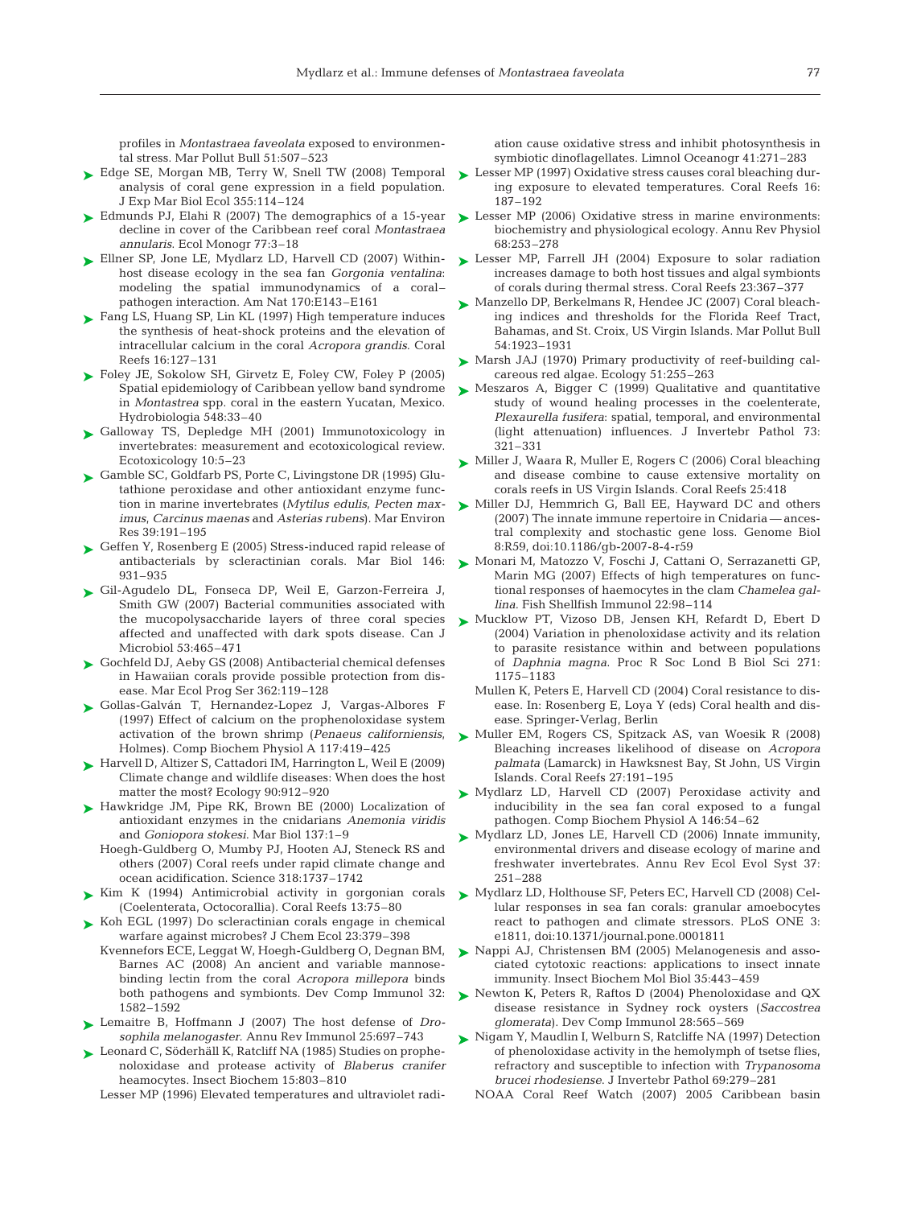profiles in *Montastraea faveolata* exposed to environmental stress. Mar Pollut Bull 51:507–523

Edge SE, Morgan MB, Terry W, Snell TW (2008) Temporal analysis of coral gene expression in a field population. J Exp Mar Biol Ecol 355:114–124

Edmunds PJ, Elahi R (2007) The demographics of a 15-year decline in cover of the Caribbean reef coral *Montastraea annularis*. Ecol Monogr 77:3–18

Ellner SP, Jone LE, Mydlarz LD, Harvell CD (2007) Within-host disease ecology in the sea fan *Gorgonia ventalina*: modeling the spatial immunodynamics of a coral–pathogen interaction. Am Nat 170:E143–E161

Fang LS, Huang SP, Lin KL (1997) High temperature induces the synthesis of heat-shock proteins and the elevation of intracellular calcium in the coral *Acropora grandis*. Coral Reefs 16:127–131

Foley JE, Sokolow SH, Girvetz E, Foley CW, Foley P (2005) Spatial epidemiology of Caribbean yellow band syndrome in *Montastrea* spp. coral in the eastern Yucatan, Mexico. Hydrobiologia 548:33–40

Galloway TS, Depledge MH (2001) Immunotoxicology in invertebrates: measurement and ecotoxicological review. Ecotoxicology 10:5–23

Gamble SC, Goldfarb PS, Porte C, Livingstone DR (1995) Glutathione peroxidase and other antioxidant enzyme function in marine invertebrates (*Mytilus edulis*, *Pecten maximus*, *Carcinus maenas* and *Asterias rubens*). Mar Environ Res 39:191–195

Geffen Y, Rosenberg E (2005) Stress-induced rapid release of antibacterials by scleractinian corals. Mar Biol 146: 931–935

Gil-Agudelo DL, Fonseca DP, Weil E, Garzon-Ferreira J, Smith GW (2007) Bacterial communities associated with the mucopolysaccharide layers of three coral species affected and unaffected with dark spots disease. Can J Microbiol 53:465–471

Gochfeld DJ, Aeby GS (2008) Antibacterial chemical defenses in Hawaiian corals provide possible protection from disease. Mar Ecol Prog Ser 362:119–128

Gollas-Galván T, Hernandez-Lopez J, Vargas-Albores F (1997) Effect of calcium on the prophenoloxidase system activation of the brown shrimp (*Penaeus californiensis*, Holmes). Comp Biochem Physiol A 117:419–425

Harvell D, Altizer S, Cattadori IM, Harrington L, Weil E (2009) Climate change and wildlife diseases: When does the host matter the most? Ecology 90:912–920

Hawkridge JM, Pipe RK, Brown BE (2000) Localization of antioxidant enzymes in the cnidarians *Anemonia viridis* and *Goniopora stokesi*. Mar Biol 137:1–9

Hoegh-Guldberg O, Mumby PJ, Hooten AJ, Steneck RS and others (2007) Coral reefs under rapid climate change and ocean acidification. Science 318:1737–1742

Kim K (1994) Antimicrobial activity in gorgonian corals (Coelenterata, Octocorallia). Coral Reefs 13:75–80

Koh EGL (1997) Do scleractinian corals engage in chemical warfare against microbes? J Chem Ecol 23:379–398

Kvennefors ECE, Leggat W, Hoegh-Guldberg O, Degnan BM, Barnes AC (2008) An ancient and variable mannose-binding lectin from the coral *Acropora millepora* binds both pathogens and symbionts. Dev Comp Immunol 32: 1582–1592

Lemaitre B, Hoffmann J (2007) The host defense of *Drosophila melanogaster*. Annu Rev Immunol 25:697–743

Leonard C, Söderhäll K, Ratcliff NA (1985) Studies on prophenoloxidase and protease activity of *Blaberus cranifer* heamocytes. Insect Biochem 15:803–810

Lesser MP (1996) Elevated temperatures and ultraviolet radiation cause oxidative stress and inhibit photosynthesis in symbiotic dinoflagellates. Limnol Oceanogr 41:271–283

Lesser MP (1997) Oxidative stress causes coral bleaching during exposure to elevated temperatures. Coral Reefs 16: 187–192

Lesser MP (2006) Oxidative stress in marine environments: biochemistry and physiological ecology. Annu Rev Physiol 68:253–278

Lesser MP, Farrell JH (2004) Exposure to solar radiation increases damage to both host tissues and algal symbionts of corals during thermal stress. Coral Reefs 23:367–377

Manzello DP, Berkelmans R, Hendee JC (2007) Coral bleaching indices and thresholds for the Florida Reef Tract, Bahamas, and St. Croix, US Virgin Islands. Mar Pollut Bull 54:1923–1931

Marsh JAJ (1970) Primary productivity of reef-building calcareous red algae. Ecology 51:255–263

Meszaros A, Bigger C (1999) Qualitative and quantitative study of wound healing processes in the coelenterate, *Plexaurella fusifera*: spatial, temporal, and environmental (light attenuation) influences. J Invertebr Pathol 73: 321–331

Miller J, Waara R, Muller E, Rogers C (2006) Coral bleaching and disease combine to cause extensive mortality on corals reefs in US Virgin Islands. Coral Reefs 25:418

Miller DJ, Hemmrich G, Ball EE, Hayward DC and others (2007) The innate immune repertoire in Cnidaria — ancestral complexity and stochastic gene loss. Genome Biol 8:R59, doi:10.1186/gb-2007-8-4-r59

Monari M, Matozzo V, Foschi J, Cattani O, Serrazanetti GP, Marin MG (2007) Effects of high temperatures on functional responses of haemocytes in the clam *Chamelea gallina*. Fish Shellfish Immunol 22:98–114

Mucklow PT, Vizoso DB, Jensen KH, Refardt D, Ebert D (2004) Variation in phenoloxidase activity and its relation to parasite resistance within and between populations of *Daphnia magna*. Proc R Soc Lond B Biol Sci 271: 1175–1183

Mullen K, Peters E, Harvell CD (2004) Coral resistance to disease. In: Rosenberg E, Loya Y (eds) Coral health and disease. Springer-Verlag, Berlin

Muller EM, Rogers CS, Spitzack AS, van Woesik R (2008) Bleaching increases likelihood of disease on *Acropora palmata* (Lamarck) in Hawksnest Bay, St John, US Virgin Islands. Coral Reefs 27:191–195

Mydlarz LD, Harvell CD (2007) Peroxidase activity and inducibility in the sea fan coral exposed to a fungal pathogen. Comp Biochem Physiol A 146:54–62

Mydlarz LD, Jones LE, Harvell CD (2006) Innate immunity, environmental drivers and disease ecology of marine and freshwater invertebrates. Annu Rev Ecol Evol Syst 37: 251–288

Mydlarz LD, Holthouse SF, Peters EC, Harvell CD (2008) Cellular responses in sea fan corals: granular amoebocytes react to pathogen and climate stressors. PLoS ONE 3: e1811, doi:10.1371/journal.pone.0001811

Nappi AJ, Christensen BM (2005) Melanogenesis and associated cytotoxic reactions: applications to insect innate immunity. Insect Biochem Mol Biol 35:443–459

Newton K, Peters R, Raftos D (2004) Phenoloxidase and QX disease resistance in Sydney rock oysters (*Saccostrea glomerata*). Dev Comp Immunol 28:565–569

Nigam Y, Maudlin I, Welburn S, Ratcliffe NA (1997) Detection of phenoloxidase activity in the hemolymph of tsetse flies, refractory and susceptible to infection with *Trypanosoma brucei rhodesiense*. J Invertebr Pathol 69:279–281

NOAA Coral Reef Watch (2007) 2005 Caribbean basin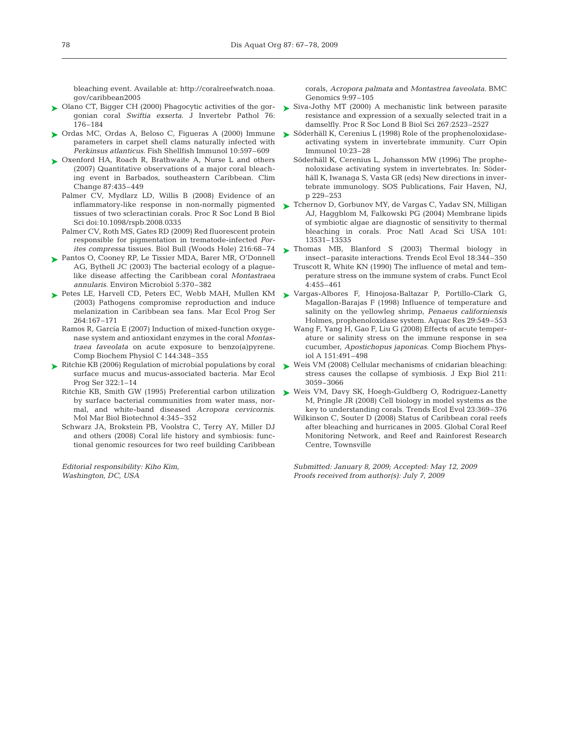bleaching event. Available at: http://coralreefwatch.noaa.gov/caribbean2005

Olano CT, Bigger CH (2000) Phagocytic activities of the gorgonian coral *Swiftia exserta*. J Invertebr Pathol 76: 176–184

Ordas MC, Ordas A, Beloso C, Figueras A (2000) Immune parameters in carpet shell clams naturally infected with *Perkinsus atlanticus*. Fish Shellfish Immunol 10:597–609

Oxenford HA, Roach R, Brathwaite A, Nurse L and others (2007) Quantitative observations of a major coral bleaching event in Barbados, southeastern Caribbean. Clim Change 87:435–449

Palmer CV, Mydlarz LD, Willis B (2008) Evidence of an inflammatory-like response in non-normally pigmented tissues of two scleractinian corals. Proc R Soc Lond B Biol Sci doi:10.1098/rspb.2008.0335

Palmer CV, Roth MS, Gates RD (2009) Red fluorescent protein responsible for pigmentation in trematode-infected *Porites compressa* tissues. Biol Bull (Woods Hole) 216:68–74

Pantos O, Cooney RP, Le Tissier MDA, Barer MR, O'Donnell AG, Bythell JC (2003) The bacterial ecology of a plague-like disease affecting the Caribbean coral *Montastraea annularis*. Environ Microbiol 5:370–382

Petes LE, Harvell CD, Peters EC, Webb MAH, Mullen KM (2003) Pathogens compromise reproduction and induce melanization in Caribbean sea fans. Mar Ecol Prog Ser 264:167–171

Ramos R, García E (2007) Induction of mixed-function oxygenase system and antioxidant enzymes in the coral *Montastraea faveolata* on acute exposure to benzo(a)pyrene. Comp Biochem Physiol C 144:348–355

Ritchie KB (2006) Regulation of microbial populations by coral surface mucus and mucus-associated bacteria. Mar Ecol Prog Ser 322:1–14

Ritchie KB, Smith GW (1995) Preferential carbon utilization by surface bacterial communities from water mass, normal, and white-band diseased *Acropora cervicornis*. Mol Mar Biol Biotechnol 4:345–352

Schwarz JA, Brokstein PB, Voolstra C, Terry AY, Miller DJ and others (2008) Coral life history and symbiosis: functional genomic resources for two reef building Caribbean corals, *Acropora palmata* and *Montastrea faveolata*. BMC Genomics 9:97–105

Siva-Jothy MT (2000) A mechanistic link between parasite resistance and expression of a sexually selected trait in a damselfly. Proc R Soc Lond B Biol Sci 267:2523–2527

Söderhäll K, Cerenius L (1998) Role of the prophenoloxidase-activating system in invertebrate immunity. Curr Opin Immunol 10:23–28

Söderhäll K, Cerenius L, Johansson MW (1996) The prophenoloxidase activating system in invertebrates. In: Söderhäll K, Iwanaga S, Vasta GR (eds) New directions in invertebrate immunology. SOS Publications, Fair Haven, NJ, p 229–253

Tchernov D, Gorbunov MY, de Vargas C, Yadav SN, Milligan AJ, Haggblom M, Falkowski PG (2004) Membrane lipids of symbiotic algae are diagnostic of sensitivity to thermal bleaching in corals. Proc Natl Acad Sci USA 101: 13531–13535

Thomas MB, Blanford S (2003) Thermal biology in insect–parasite interactions. Trends Ecol Evol 18:344–350

Truscott R, White KN (1990) The influence of metal and temperature stress on the immune system of crabs. Funct Ecol 4:455–461

Vargas-Albores F, Hinojosa-Baltazar P, Portillo-Clark G, Magallon-Barajas F (1998) Influence of temperature and salinity on the yellowleg shrimp, *Penaeus californiensis* Holmes, prophenoloxidase system. Aquac Res 29:549–553

Wang F, Yang H, Gao F, Liu G (2008) Effects of acute temperature or salinity stress on the immune response in sea cucumber, *Apostichopus japonicas*. Comp Biochem Physiol A 151:491–498

Weis VM (2008) Cellular mechanisms of cnidarian bleaching: stress causes the collapse of symbiosis. J Exp Biol 211: 3059–3066

Weis VM, Davy SK, Hoegh-Guldberg O, Rodriguez-Lanetty M, Pringle JR (2008) Cell biology in model systems as the key to understanding corals. Trends Ecol Evol 23:369–376

Wilkinson C, Souter D (2008) Status of Caribbean coral reefs after bleaching and hurricanes in 2005. Global Coral Reef Monitoring Network, and Reef and Rainforest Research Centre, Townsville

*Editorial responsibility: Kiho Kim, Washington, DC, USA*

*Submitted: January 8, 2009; Accepted: May 12, 2009*
*Proofs received from author(s): July 7, 2009*